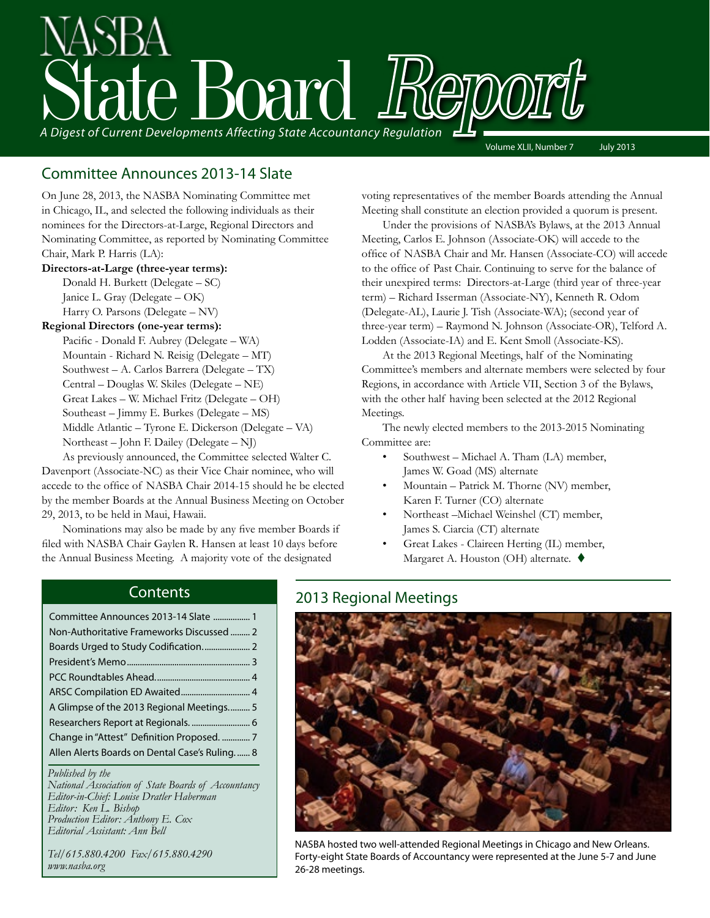# NASBA State Board Report

*A Digest of Current Developments Affecting State Accountancy Regulation*

Volume XLII, Number 7 July 2013

## Committee Announces 2013-14 Slate

On June 28, 2013, the NASBA Nominating Committee met in Chicago, IL, and selected the following individuals as their nominees for the Directors-at-Large, Regional Directors and Nominating Committee, as reported by Nominating Committee Chair, Mark P. Harris (LA):

**Directors-at-Large (three-year terms):**

Donald H. Burkett (Delegate – SC)
Janice L. Gray (Delegate – OK)
Harry O. Parsons (Delegate – NV)

**Regional Directors (one-year terms):**

Pacific - Donald F. Aubrey (Delegate – WA)
Mountain - Richard N. Reisig (Delegate – MT)
Southwest – A. Carlos Barrera (Delegate – TX)
Central – Douglas W. Skiles (Delegate – NE)
Great Lakes – W. Michael Fritz (Delegate – OH)
Southeast – Jimmy E. Burkes (Delegate – MS)
Middle Atlantic – Tyrone E. Dickerson (Delegate – VA)
Northeast – John F. Dailey (Delegate – NJ)

As previously announced, the Committee selected Walter C. Davenport (Associate-NC) as their Vice Chair nominee, who will accede to the office of NASBA Chair 2014-15 should he be elected by the member Boards at the Annual Business Meeting on October 29, 2013, to be held in Maui, Hawaii.

Nominations may also be made by any five member Boards if filed with NASBA Chair Gaylen R. Hansen at least 10 days before the Annual Business Meeting. A majority vote of the designated voting representatives of the member Boards attending the Annual Meeting shall constitute an election provided a quorum is present.

Under the provisions of NASBA's Bylaws, at the 2013 Annual Meeting, Carlos E. Johnson (Associate-OK) will accede to the office of NASBA Chair and Mr. Hansen (Associate-CO) will accede to the office of Past Chair. Continuing to serve for the balance of their unexpired terms: Directors-at-Large (third year of three-year term) – Richard Isserman (Associate-NY), Kenneth R. Odom (Delegate-AL), Laurie J. Tish (Associate-WA); (second year of three-year term) – Raymond N. Johnson (Associate-OR), Telford A. Lodden (Associate-IA) and E. Kent Smoll (Associate-KS).

At the 2013 Regional Meetings, half of the Nominating Committee's members and alternate members were selected by four Regions, in accordance with Article VII, Section 3 of the Bylaws, with the other half having been selected at the 2012 Regional Meetings.

The newly elected members to the 2013-2015 Nominating Committee are:

- Southwest – Michael A. Tham (LA) member, James W. Goad (MS) alternate
- Mountain – Patrick M. Thorne (NV) member, Karen F. Turner (CO) alternate
- Northeast –Michael Weinshel (CT) member, James S. Ciarcia (CT) alternate
- Great Lakes - Claireen Herting (IL) member, Margaret A. Houston (OH) alternate. ♦

## Contents

| | |
|---|---|
| Committee Announces 2013-14 Slate | 1 |
| Non-Authoritative Frameworks Discussed | 2 |
| Boards Urged to Study Codification. | 2 |
| President's Memo | 3 |
| PCC Roundtables Ahead | 4 |
| ARSC Compilation ED Awaited | 4 |
| A Glimpse of the 2013 Regional Meetings | 5 |
| Researchers Report at Regionals. | 6 |
| Change in "Attest" Definition Proposed. | 7 |
| Allen Alerts Boards on Dental Case's Ruling | 8 |

*Published by the*
*National Association of State Boards of Accountancy*
*Editor-in-Chief: Louise Dratler Haberman*
*Editor: Ken L. Bishop*
*Production Editor: Anthony E. Cox*
*Editorial Assistant: Ann Bell*

*Tel/615.880.4200 Fax/615.880.4290*
*www.nasba.org*

## 2013 Regional Meetings

NASBA hosted two well-attended Regional Meetings in Chicago and New Orleans. Forty-eight State Boards of Accountancy were represented at the June 5-7 and June 26-28 meetings.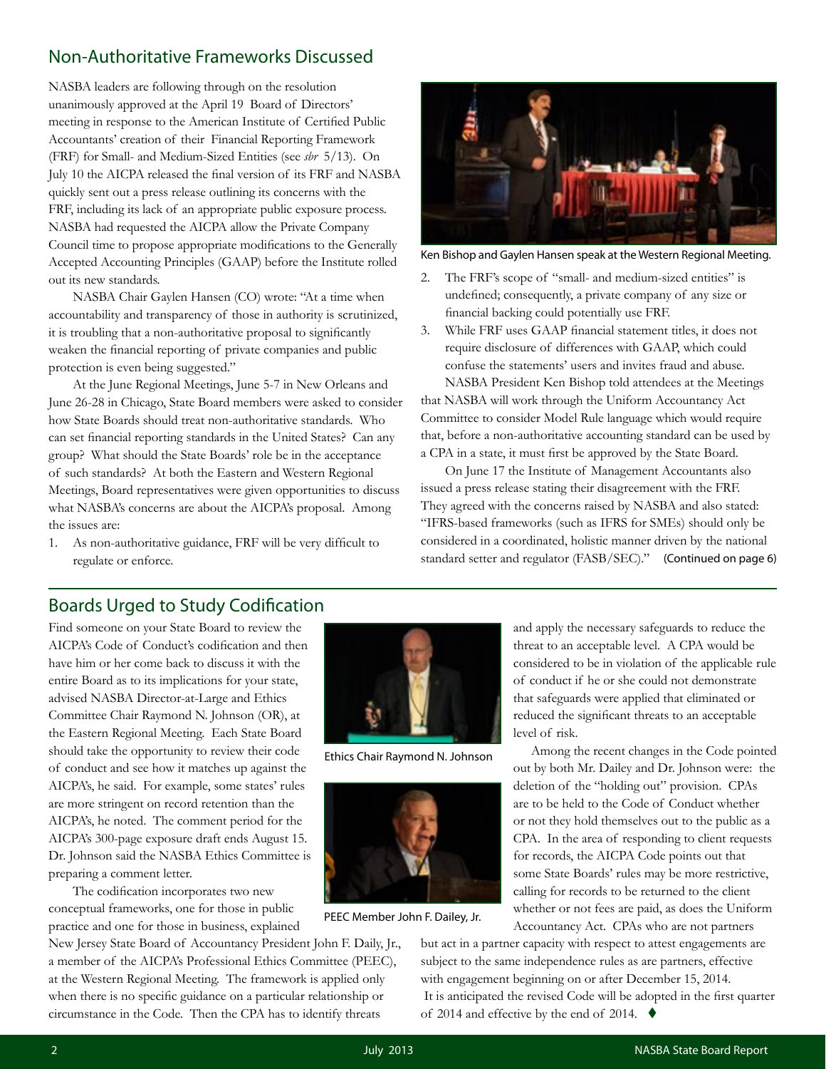## Non-Authoritative Frameworks Discussed

NASBA leaders are following through on the resolution unanimously approved at the April 19 Board of Directors' meeting in response to the American Institute of Certified Public Accountants' creation of their Financial Reporting Framework (FRF) for Small- and Medium-Sized Entities (see *sbr* 5/13). On July 10 the AICPA released the final version of its FRF and NASBA quickly sent out a press release outlining its concerns with the FRF, including its lack of an appropriate public exposure process. NASBA had requested the AICPA allow the Private Company Council time to propose appropriate modifications to the Generally Accepted Accounting Principles (GAAP) before the Institute rolled out its new standards.

NASBA Chair Gaylen Hansen (CO) wrote: "At a time when accountability and transparency of those in authority is scrutinized, it is troubling that a non-authoritative proposal to significantly weaken the financial reporting of private companies and public protection is even being suggested."

At the June Regional Meetings, June 5-7 in New Orleans and June 26-28 in Chicago, State Board members were asked to consider how State Boards should treat non-authoritative standards. Who can set financial reporting standards in the United States? Can any group? What should the State Boards' role be in the acceptance of such standards? At both the Eastern and Western Regional Meetings, Board representatives were given opportunities to discuss what NASBA's concerns are about the AICPA's proposal. Among the issues are:

1. As non-authoritative guidance, FRF will be very difficult to regulate or enforce.
2. The FRF's scope of "small- and medium-sized entities" is undefined; consequently, a private company of any size or financial backing could potentially use FRF.
3. While FRF uses GAAP financial statement titles, it does not require disclosure of differences with GAAP, which could confuse the statements' users and invites fraud and abuse.

Ken Bishop and Gaylen Hansen speak at the Western Regional Meeting.

NASBA President Ken Bishop told attendees at the Meetings that NASBA will work through the Uniform Accountancy Act Committee to consider Model Rule language which would require that, before a non-authoritative accounting standard can be used by a CPA in a state, it must first be approved by the State Board.

On June 17 the Institute of Management Accountants also issued a press release stating their disagreement with the FRF. They agreed with the concerns raised by NASBA and also stated: "IFRS-based frameworks (such as IFRS for SMEs) should only be considered in a coordinated, holistic manner driven by the national standard setter and regulator (FASB/SEC)." (Continued on page 6)

## Boards Urged to Study Codification

Find someone on your State Board to review the AICPA's Code of Conduct's codification and then have him or her come back to discuss it with the entire Board as to its implications for your state, advised NASBA Director-at-Large and Ethics Committee Chair Raymond N. Johnson (OR), at the Eastern Regional Meeting. Each State Board should take the opportunity to review their code of conduct and see how it matches up against the AICPA's, he said. For example, some states' rules are more stringent on record retention than the AICPA's, he noted. The comment period for the AICPA's 300-page exposure draft ends August 15. Dr. Johnson said the NASBA Ethics Committee is preparing a comment letter.

Ethics Chair Raymond N. Johnson

PEEC Member John F. Dailey, Jr.

The codification incorporates two new conceptual frameworks, one for those in public practice and one for those in business, explained New Jersey State Board of Accountancy President John F. Daily, Jr., a member of the AICPA's Professional Ethics Committee (PEEC), at the Western Regional Meeting. The framework is applied only when there is no specific guidance on a particular relationship or circumstance in the Code. Then the CPA has to identify threats and apply the necessary safeguards to reduce the threat to an acceptable level. A CPA would be considered to be in violation of the applicable rule of conduct if he or she could not demonstrate that safeguards were applied that eliminated or reduced the significant threats to an acceptable level of risk.

Among the recent changes in the Code pointed out by both Mr. Dailey and Dr. Johnson were: the deletion of the "holding out" provision. CPAs are to be held to the Code of Conduct whether or not they hold themselves out to the public as a CPA. In the area of responding to client requests for records, the AICPA Code points out that some State Boards' rules may be more restrictive, calling for records to be returned to the client whether or not fees are paid, as does the Uniform Accountancy Act. CPAs who are not partners but act in a partner capacity with respect to attest engagements are subject to the same independence rules as are partners, effective with engagement beginning on or after December 15, 2014.

It is anticipated the revised Code will be adopted in the first quarter of 2014 and effective by the end of 2014. ♦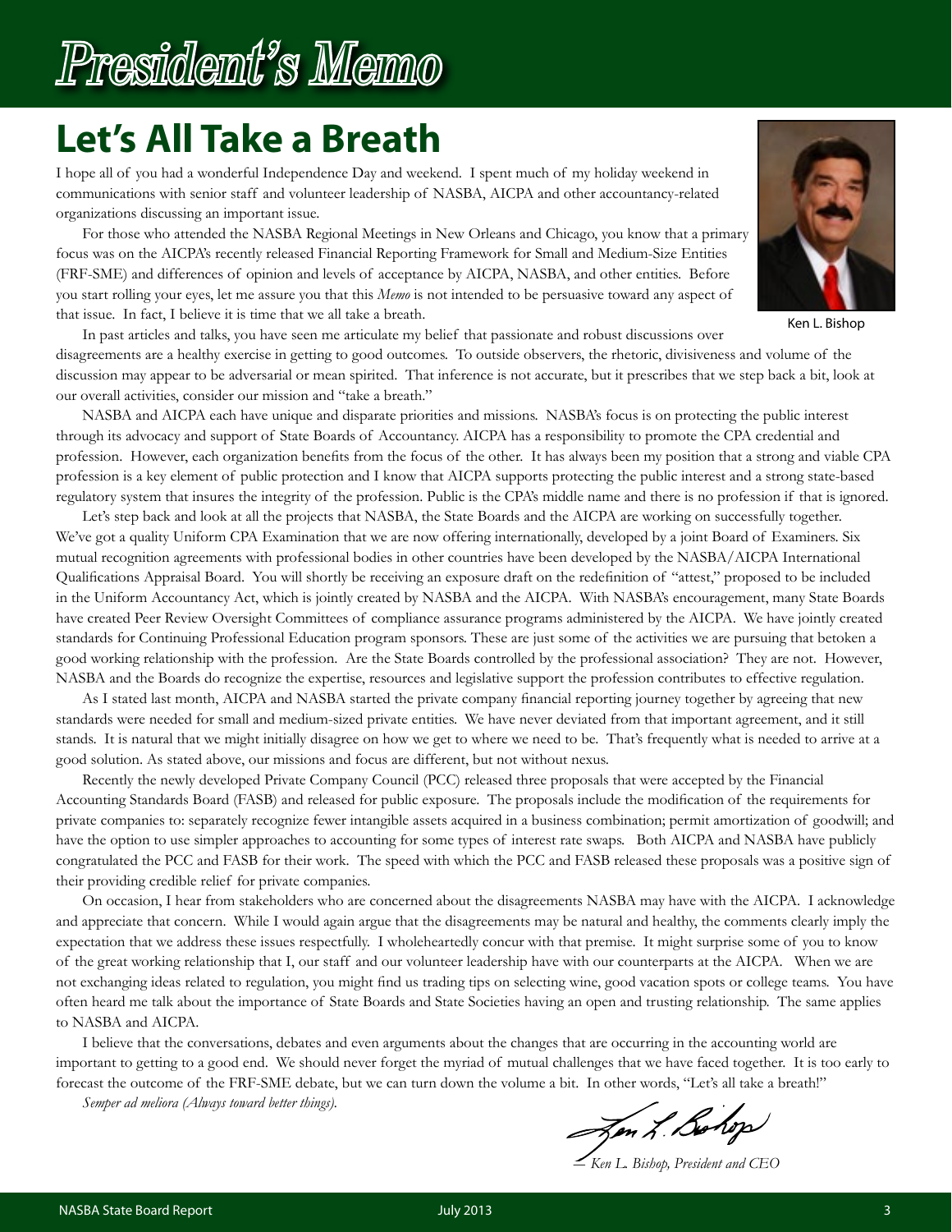# President's Memo

## Let's All Take a Breath

I hope all of you had a wonderful Independence Day and weekend. I spent much of my holiday weekend in communications with senior staff and volunteer leadership of NASBA, AICPA and other accountancy-related organizations discussing an important issue.

For those who attended the NASBA Regional Meetings in New Orleans and Chicago, you know that a primary focus was on the AICPA's recently released Financial Reporting Framework for Small and Medium-Size Entities (FRF-SME) and differences of opinion and levels of acceptance by AICPA, NASBA, and other entities. Before you start rolling your eyes, let me assure you that this *Memo* is not intended to be persuasive toward any aspect of that issue. In fact, I believe it is time that we all take a breath.

Ken L. Bishop

In past articles and talks, you have seen me articulate my belief that passionate and robust discussions over disagreements are a healthy exercise in getting to good outcomes. To outside observers, the rhetoric, divisiveness and volume of the discussion may appear to be adversarial or mean spirited. That inference is not accurate, but it prescribes that we step back a bit, look at our overall activities, consider our mission and "take a breath."

NASBA and AICPA each have unique and disparate priorities and missions. NASBA's focus is on protecting the public interest through its advocacy and support of State Boards of Accountancy. AICPA has a responsibility to promote the CPA credential and profession. However, each organization benefits from the focus of the other. It has always been my position that a strong and viable CPA profession is a key element of public protection and I know that AICPA supports protecting the public interest and a strong state-based regulatory system that insures the integrity of the profession. Public is the CPA's middle name and there is no profession if that is ignored.

Let's step back and look at all the projects that NASBA, the State Boards and the AICPA are working on successfully together. We've got a quality Uniform CPA Examination that we are now offering internationally, developed by a joint Board of Examiners. Six mutual recognition agreements with professional bodies in other countries have been developed by the NASBA/AICPA International Qualifications Appraisal Board. You will shortly be receiving an exposure draft on the redefinition of "attest," proposed to be included in the Uniform Accountancy Act, which is jointly created by NASBA and the AICPA. With NASBA's encouragement, many State Boards have created Peer Review Oversight Committees of compliance assurance programs administered by the AICPA. We have jointly created standards for Continuing Professional Education program sponsors. These are just some of the activities we are pursuing that betoken a good working relationship with the profession. Are the State Boards controlled by the professional association? They are not. However, NASBA and the Boards do recognize the expertise, resources and legislative support the profession contributes to effective regulation.

As I stated last month, AICPA and NASBA started the private company financial reporting journey together by agreeing that new standards were needed for small and medium-sized private entities. We have never deviated from that important agreement, and it still stands. It is natural that we might initially disagree on how we get to where we need to be. That's frequently what is needed to arrive at a good solution. As stated above, our missions and focus are different, but not without nexus.

Recently the newly developed Private Company Council (PCC) released three proposals that were accepted by the Financial Accounting Standards Board (FASB) and released for public exposure. The proposals include the modification of the requirements for private companies to: separately recognize fewer intangible assets acquired in a business combination; permit amortization of goodwill; and have the option to use simpler approaches to accounting for some types of interest rate swaps. Both AICPA and NASBA have publicly congratulated the PCC and FASB for their work. The speed with which the PCC and FASB released these proposals was a positive sign of their providing credible relief for private companies.

On occasion, I hear from stakeholders who are concerned about the disagreements NASBA may have with the AICPA. I acknowledge and appreciate that concern. While I would again argue that the disagreements may be natural and healthy, the comments clearly imply the expectation that we address these issues respectfully. I wholeheartedly concur with that premise. It might surprise some of you to know of the great working relationship that I, our staff and our volunteer leadership have with our counterparts at the AICPA. When we are not exchanging ideas related to regulation, you might find us trading tips on selecting wine, good vacation spots or college teams. You have often heard me talk about the importance of State Boards and State Societies having an open and trusting relationship. The same applies to NASBA and AICPA.

I believe that the conversations, debates and even arguments about the changes that are occurring in the accounting world are important to getting to a good end. We should never forget the myriad of mutual challenges that we have faced together. It is too early to forecast the outcome of the FRF-SME debate, but we can turn down the volume a bit. In other words, "Let's all take a breath!"

*Semper ad meliora (Always toward better things).*

*— Ken L. Bishop, President and CEO*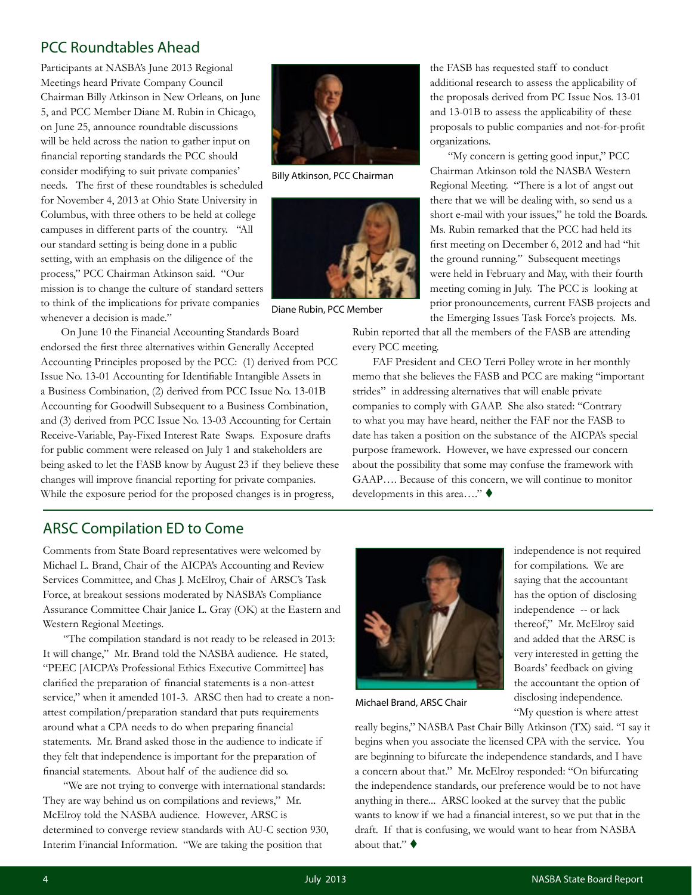## PCC Roundtables Ahead

Participants at NASBA's June 2013 Regional Meetings heard Private Company Council Chairman Billy Atkinson in New Orleans, on June 5, and PCC Member Diane M. Rubin in Chicago, on June 25, announce roundtable discussions will be held across the nation to gather input on financial reporting standards the PCC should consider modifying to suit private companies' needs. The first of these roundtables is scheduled for November 4, 2013 at Ohio State University in Columbus, with three others to be held at college campuses in different parts of the country. "All our standard setting is being done in a public setting, with an emphasis on the diligence of the process," PCC Chairman Atkinson said. "Our mission is to change the culture of standard setters to think of the implications for private companies whenever a decision is made."

Billy Atkinson, PCC Chairman

Diane Rubin, PCC Member

On June 10 the Financial Accounting Standards Board endorsed the first three alternatives within Generally Accepted Accounting Principles proposed by the PCC: (1) derived from PCC Issue No. 13-01 Accounting for Identifiable Intangible Assets in a Business Combination, (2) derived from PCC Issue No. 13-01B Accounting for Goodwill Subsequent to a Business Combination, and (3) derived from PCC Issue No. 13-03 Accounting for Certain Receive-Variable, Pay-Fixed Interest Rate Swaps. Exposure drafts for public comment were released on July 1 and stakeholders are being asked to let the FASB know by August 23 if they believe these changes will improve financial reporting for private companies. While the exposure period for the proposed changes is in progress, the FASB has requested staff to conduct additional research to assess the applicability of the proposals derived from PC Issue Nos. 13-01 and 13-01B to assess the applicability of these proposals to public companies and not-for-profit organizations.

"My concern is getting good input," PCC Chairman Atkinson told the NASBA Western Regional Meeting. "There is a lot of angst out there that we will be dealing with, so send us a short e-mail with your issues," he told the Boards. Ms. Rubin remarked that the PCC had held its first meeting on December 6, 2012 and had "hit the ground running." Subsequent meetings were held in February and May, with their fourth meeting coming in July. The PCC is looking at prior pronouncements, current FASB projects and the Emerging Issues Task Force's projects. Ms. Rubin reported that all the members of the FASB are attending every PCC meeting.

FAF President and CEO Terri Polley wrote in her monthly memo that she believes the FASB and PCC are making "important strides" in addressing alternatives that will enable private companies to comply with GAAP. She also stated: "Contrary to what you may have heard, neither the FAF nor the FASB to date has taken a position on the substance of the AICPA's special purpose framework. However, we have expressed our concern about the possibility that some may confuse the framework with GAAP…. Because of this concern, we will continue to monitor developments in this area…." ♦

## ARSC Compilation ED to Come

Comments from State Board representatives were welcomed by Michael L. Brand, Chair of the AICPA's Accounting and Review Services Committee, and Chas J. McElroy, Chair of ARSC's Task Force, at breakout sessions moderated by NASBA's Compliance Assurance Committee Chair Janice L. Gray (OK) at the Eastern and Western Regional Meetings.

"The compilation standard is not ready to be released in 2013: It will change," Mr. Brand told the NASBA audience. He stated, "PEEC [AICPA's Professional Ethics Executive Committee] has clarified the preparation of financial statements is a non-attest service," when it amended 101-3. ARSC then had to create a non-attest compilation/preparation standard that puts requirements around what a CPA needs to do when preparing financial statements. Mr. Brand asked those in the audience to indicate if they felt that independence is important for the preparation of financial statements. About half of the audience did so.

"We are not trying to converge with international standards: They are way behind us on compilations and reviews," Mr. McElroy told the NASBA audience. However, ARSC is determined to converge review standards with AU-C section 930, Interim Financial Information. "We are taking the position that independence is not required for compilations. We are saying that the accountant has the option of disclosing independence -- or lack thereof," Mr. McElroy said and added that the ARSC is very interested in getting the Boards' feedback on giving the accountant the option of disclosing independence.

Michael Brand, ARSC Chair

"My question is where attest really begins," NASBA Past Chair Billy Atkinson (TX) said. "I say it begins when you associate the licensed CPA with the service. You are beginning to bifurcate the independence standards, and I have a concern about that." Mr. McElroy responded: "On bifurcating the independence standards, our preference would be to not have anything in there... ARSC looked at the survey that the public wants to know if we had a financial interest, so we put that in the draft. If that is confusing, we would want to hear from NASBA about that." ♦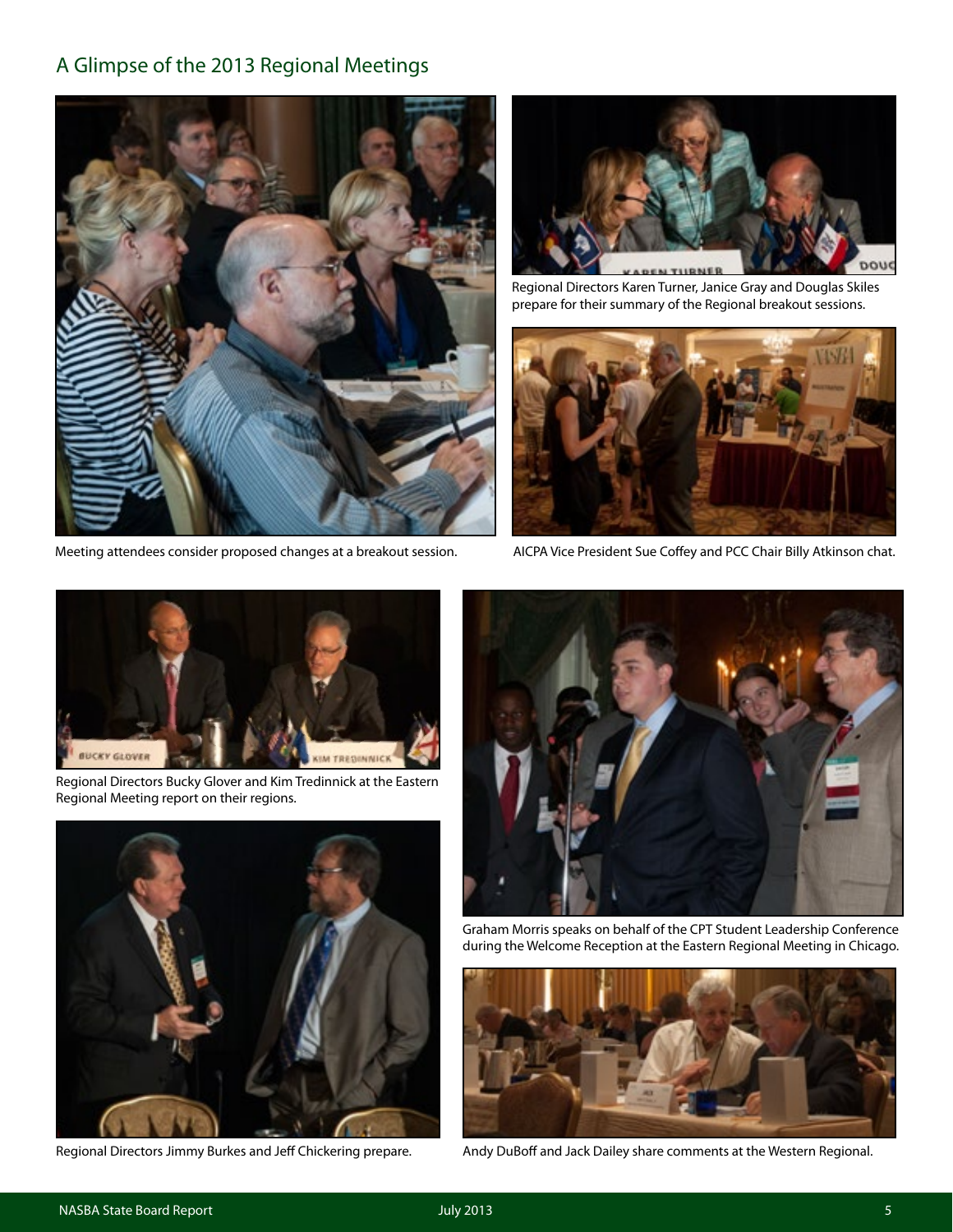## A Glimpse of the 2013 Regional Meetings

Meeting attendees consider proposed changes at a breakout session.

Regional Directors Karen Turner, Janice Gray and Douglas Skiles prepare for their summary of the Regional breakout sessions.

AICPA Vice President Sue Coffey and PCC Chair Billy Atkinson chat.

Regional Directors Bucky Glover and Kim Tredinnick at the Eastern Regional Meeting report on their regions.

Graham Morris speaks on behalf of the CPT Student Leadership Conference during the Welcome Reception at the Eastern Regional Meeting in Chicago.

Regional Directors Jimmy Burkes and Jeff Chickering prepare.

Andy DuBoff and Jack Dailey share comments at the Western Regional.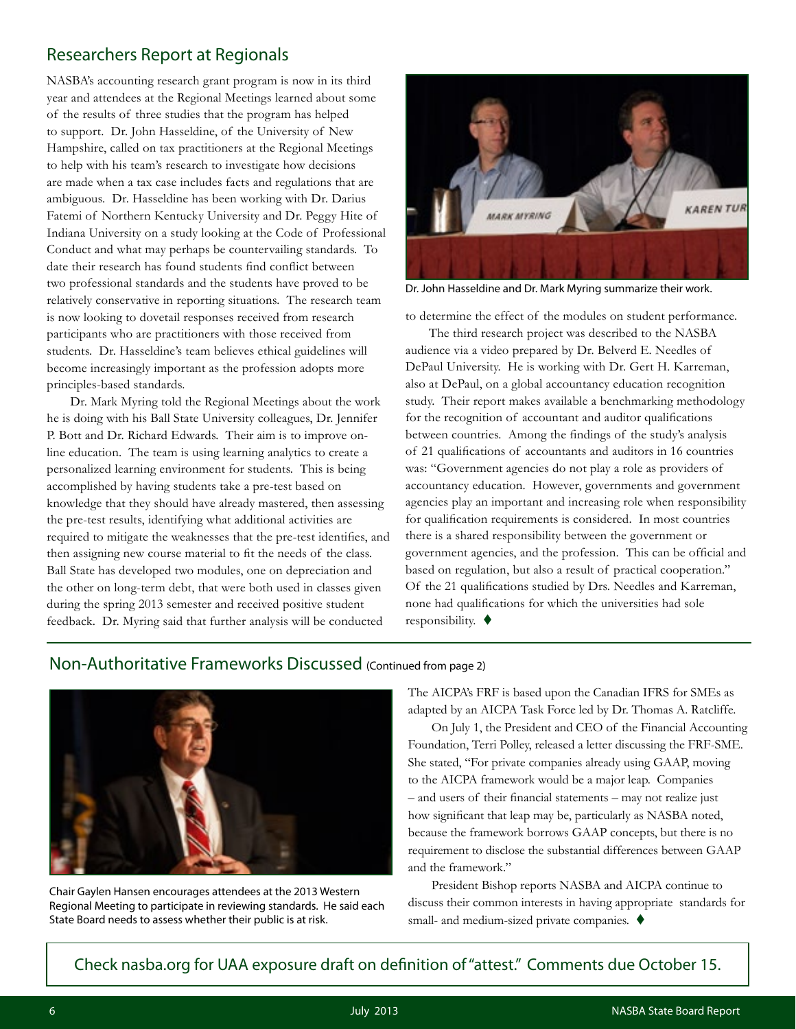## Researchers Report at Regionals

NASBA's accounting research grant program is now in its third year and attendees at the Regional Meetings learned about some of the results of three studies that the program has helped to support. Dr. John Hasseldine, of the University of New Hampshire, called on tax practitioners at the Regional Meetings to help with his team's research to investigate how decisions are made when a tax case includes facts and regulations that are ambiguous. Dr. Hasseldine has been working with Dr. Darius Fatemi of Northern Kentucky University and Dr. Peggy Hite of Indiana University on a study looking at the Code of Professional Conduct and what may perhaps be countervailing standards. To date their research has found students find conflict between two professional standards and the students have proved to be relatively conservative in reporting situations. The research team is now looking to dovetail responses received from research participants who are practitioners with those received from students. Dr. Hasseldine's team believes ethical guidelines will become increasingly important as the profession adopts more principles-based standards.

Dr. Mark Myring told the Regional Meetings about the work he is doing with his Ball State University colleagues, Dr. Jennifer P. Bott and Dr. Richard Edwards. Their aim is to improve on-line education. The team is using learning analytics to create a personalized learning environment for students. This is being accomplished by having students take a pre-test based on knowledge that they should have already mastered, then assessing the pre-test results, identifying what additional activities are required to mitigate the weaknesses that the pre-test identifies, and then assigning new course material to fit the needs of the class. Ball State has developed two modules, one on depreciation and the other on long-term debt, that were both used in classes given during the spring 2013 semester and received positive student feedback. Dr. Myring said that further analysis will be conducted to determine the effect of the modules on student performance.

Dr. John Hasseldine and Dr. Mark Myring summarize their work.

The third research project was described to the NASBA audience via a video prepared by Dr. Belverd E. Needles of DePaul University. He is working with Dr. Gert H. Karreman, also at DePaul, on a global accountancy education recognition study. Their report makes available a benchmarking methodology for the recognition of accountant and auditor qualifications between countries. Among the findings of the study's analysis of 21 qualifications of accountants and auditors in 16 countries was: "Government agencies do not play a role as providers of accountancy education. However, governments and government agencies play an important and increasing role when responsibility for qualification requirements is considered. In most countries there is a shared responsibility between the government or government agencies, and the profession. This can be official and based on regulation, but also a result of practical cooperation." Of the 21 qualifications studied by Drs. Needles and Karreman, none had qualifications for which the universities had sole responsibility. ♦

## Non-Authoritative Frameworks Discussed (Continued from page 2)

Chair Gaylen Hansen encourages attendees at the 2013 Western Regional Meeting to participate in reviewing standards. He said each State Board needs to assess whether their public is at risk.

The AICPA's FRF is based upon the Canadian IFRS for SMEs as adapted by an AICPA Task Force led by Dr. Thomas A. Ratcliffe.

On July 1, the President and CEO of the Financial Accounting Foundation, Terri Polley, released a letter discussing the FRF-SME. She stated, "For private companies already using GAAP, moving to the AICPA framework would be a major leap. Companies – and users of their financial statements – may not realize just how significant that leap may be, particularly as NASBA noted, because the framework borrows GAAP concepts, but there is no requirement to disclose the substantial differences between GAAP and the framework."

President Bishop reports NASBA and AICPA continue to discuss their common interests in having appropriate standards for small- and medium-sized private companies. ♦

Check nasba.org for UAA exposure draft on definition of "attest." Comments due October 15.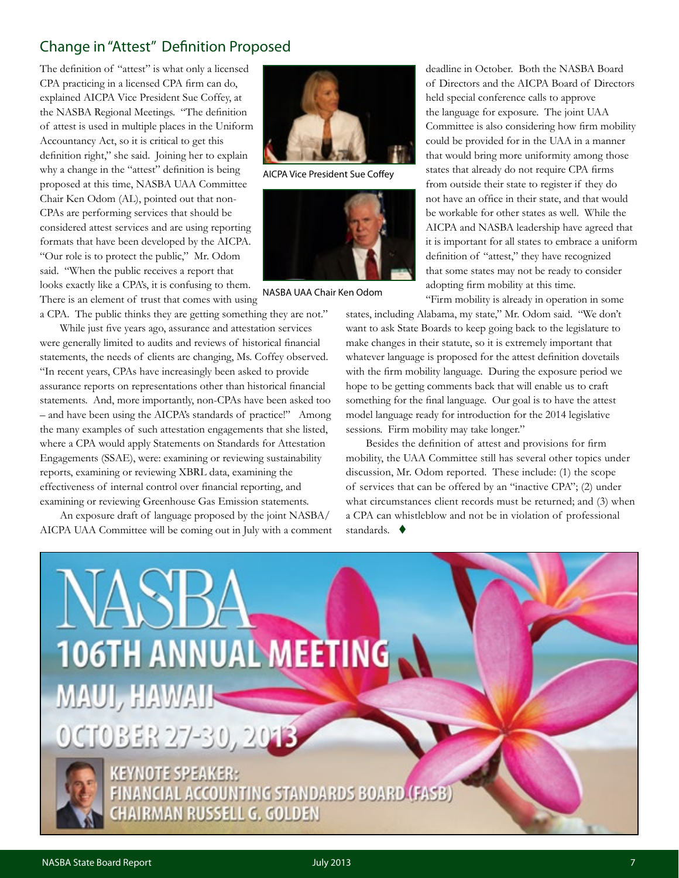## Change in "Attest" Definition Proposed

The definition of "attest" is what only a licensed CPA practicing in a licensed CPA firm can do, explained AICPA Vice President Sue Coffey, at the NASBA Regional Meetings. "The definition of attest is used in multiple places in the Uniform Accountancy Act, so it is critical to get this definition right," she said. Joining her to explain why a change in the "attest" definition is being proposed at this time, NASBA UAA Committee Chair Ken Odom (AL), pointed out that non-CPAs are performing services that should be considered attest services and are using reporting formats that have been developed by the AICPA. "Our role is to protect the public," Mr. Odom said. "When the public receives a report that looks exactly like a CPA's, it is confusing to them. There is an element of trust that comes with using a CPA. The public thinks they are getting something they are not."

AICPA Vice President Sue Coffey

NASBA UAA Chair Ken Odom

While just five years ago, assurance and attestation services were generally limited to audits and reviews of historical financial statements, the needs of clients are changing, Ms. Coffey observed. "In recent years, CPAs have increasingly been asked to provide assurance reports on representations other than historical financial statements. And, more importantly, non-CPAs have been asked too – and have been using the AICPA's standards of practice!" Among the many examples of such attestation engagements that she listed, where a CPA would apply Statements on Standards for Attestation Engagements (SSAE), were: examining or reviewing sustainability reports, examining or reviewing XBRL data, examining the effectiveness of internal control over financial reporting, and examining or reviewing Greenhouse Gas Emission statements.

An exposure draft of language proposed by the joint NASBA/AICPA UAA Committee will be coming out in July with a comment deadline in October. Both the NASBA Board of Directors and the AICPA Board of Directors held special conference calls to approve the language for exposure. The joint UAA Committee is also considering how firm mobility could be provided for in the UAA in a manner that would bring more uniformity among those states that already do not require CPA firms from outside their state to register if they do not have an office in their state, and that would be workable for other states as well. While the AICPA and NASBA leadership have agreed that it is important for all states to embrace a uniform definition of "attest," they have recognized that some states may not be ready to consider adopting firm mobility at this time.

"Firm mobility is already in operation in some states, including Alabama, my state," Mr. Odom said. "We don't want to ask State Boards to keep going back to the legislature to make changes in their statute, so it is extremely important that whatever language is proposed for the attest definition dovetails with the firm mobility language. During the exposure period we hope to be getting comments back that will enable us to craft something for the final language. Our goal is to have the attest model language ready for introduction for the 2014 legislative sessions. Firm mobility may take longer."

Besides the definition of attest and provisions for firm mobility, the UAA Committee still has several other topics under discussion, Mr. Odom reported. These include: (1) the scope of services that can be offered by an "inactive CPA"; (2) under what circumstances client records must be returned; and (3) when a CPA can whistleblow and not be in violation of professional standards. ♦

NASBA
106TH ANNUAL MEETING
MAUI, HAWAII
OCTOBER 27-30, 2013

KEYNOTE SPEAKER:
FINANCIAL ACCOUNTING STANDARDS BOARD (FASB)
CHAIRMAN RUSSELL G. GOLDEN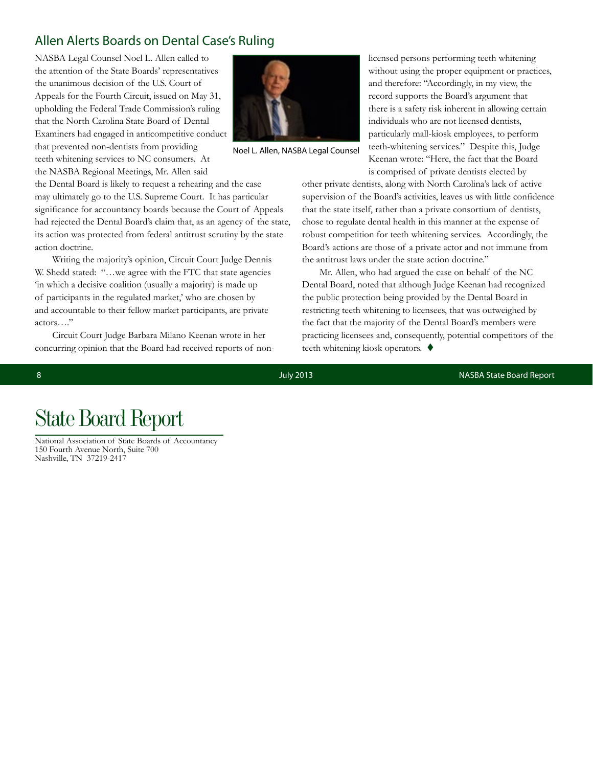## Allen Alerts Boards on Dental Case's Ruling

NASBA Legal Counsel Noel L. Allen called to the attention of the State Boards' representatives the unanimous decision of the U.S. Court of Appeals for the Fourth Circuit, issued on May 31, upholding the Federal Trade Commission's ruling that the North Carolina State Board of Dental Examiners had engaged in anticompetitive conduct that prevented non-dentists from providing teeth whitening services to NC consumers. At the NASBA Regional Meetings, Mr. Allen said the Dental Board is likely to request a rehearing and the case may ultimately go to the U.S. Supreme Court. It has particular significance for accountancy boards because the Court of Appeals had rejected the Dental Board's claim that, as an agency of the state, its action was protected from federal antitrust scrutiny by the state action doctrine.

Noel L. Allen, NASBA Legal Counsel

Writing the majority's opinion, Circuit Court Judge Dennis W. Shedd stated: "…we agree with the FTC that state agencies 'in which a decisive coalition (usually a majority) is made up of participants in the regulated market,' who are chosen by and accountable to their fellow market participants, are private actors…."

Circuit Court Judge Barbara Milano Keenan wrote in her concurring opinion that the Board had received reports of non-licensed persons performing teeth whitening without using the proper equipment or practices, and therefore: "Accordingly, in my view, the record supports the Board's argument that there is a safety risk inherent in allowing certain individuals who are not licensed dentists, particularly mall-kiosk employees, to perform teeth-whitening services." Despite this, Judge Keenan wrote: "Here, the fact that the Board is comprised of private dentists elected by other private dentists, along with North Carolina's lack of active supervision of the Board's activities, leaves us with little confidence that the state itself, rather than a private consortium of dentists, chose to regulate dental health in this manner at the expense of robust competition for teeth whitening services. Accordingly, the Board's actions are those of a private actor and not immune from the antitrust laws under the state action doctrine."

Mr. Allen, who had argued the case on behalf of the NC Dental Board, noted that although Judge Keenan had recognized the public protection being provided by the Dental Board in restricting teeth whitening to licensees, that was outweighed by the fact that the majority of the Dental Board's members were practicing licensees and, consequently, potential competitors of the teeth whitening kiosk operators. ♦

# State Board Report

National Association of State Boards of Accountancy
150 Fourth Avenue North, Suite 700
Nashville, TN 37219-2417